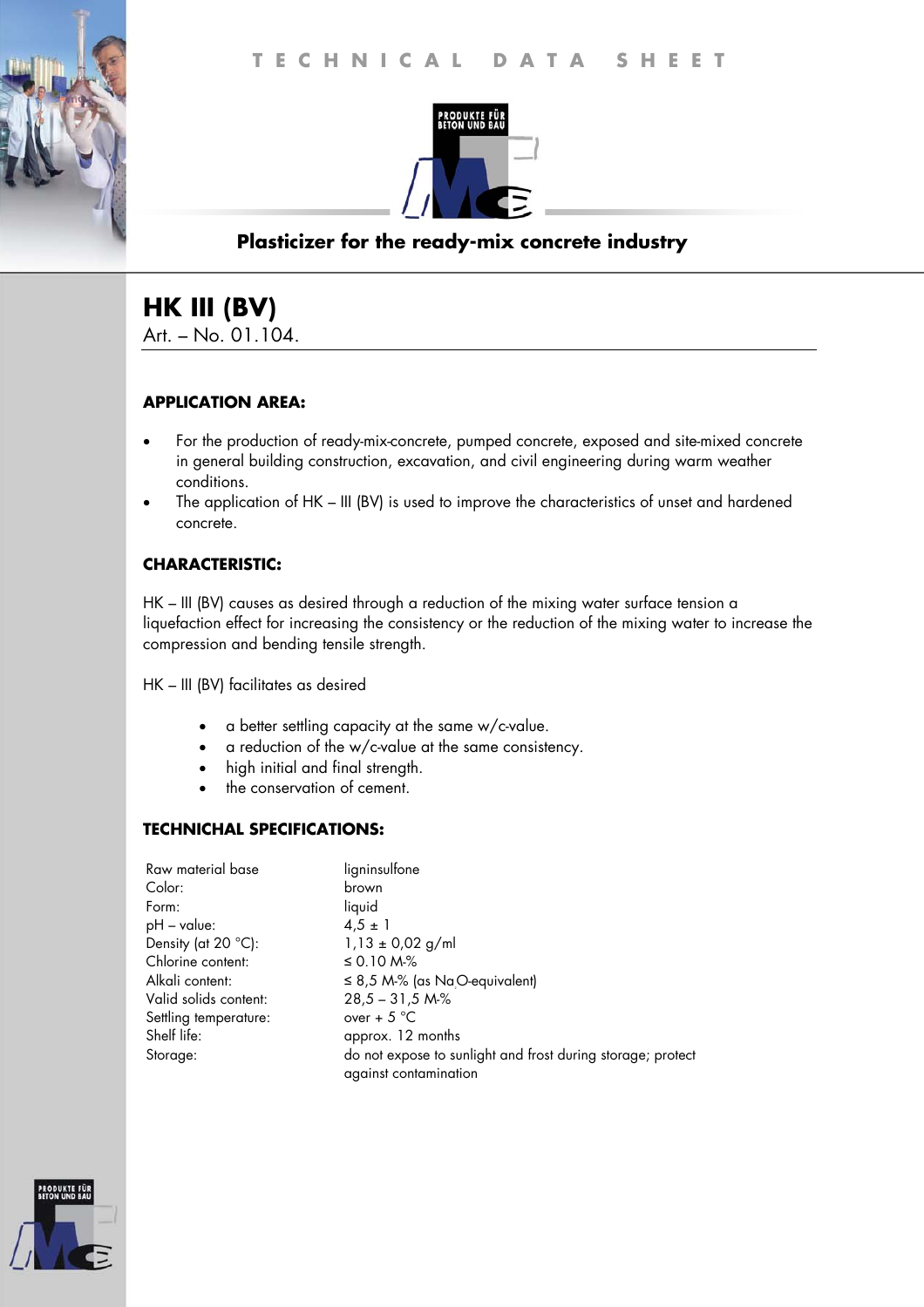# TECHNICAL DATA SHEET

PRODUKTE FÜR BETON UND BAU

**Plasticizer for the ready-mix concrete industry**

## HK III (BV)

Art. – No. 01.104.

### APPLICATION AREA:

- For the production of ready-mix-concrete, pumped concrete, exposed and site-mixed concrete in general building construction, excavation, and civil engineering during warm weather conditions.
- The application of HK – III (BV) is used to improve the characteristics of unset and hardened concrete.

### CHARACTERISTIC:

HK – III (BV) causes as desired through a reduction of the mixing water surface tension a liquefaction effect for increasing the consistency or the reduction of the mixing water to increase the compression and bending tensile strength.

HK – III (BV) facilitates as desired

- a better settling capacity at the same w/c-value.
- a reduction of the w/c-value at the same consistency.
- high initial and final strength.
- the conservation of cement.

### TECHNICHAL SPECIFICATIONS:

| | |
|---|---|
| Raw material base | ligninsulfone |
| Color: | brown |
| Form: | liquid |
| pH – value: | 4,5 ± 1 |
| Density (at 20 °C): | 1,13 ± 0,02 g/ml |
| Chlorine content: | ≤ 0.10 M-% |
| Alkali content: | ≤ 8,5 M-% (as $Na_2O$-equivalent) |
| Valid solids content: | 28,5 – 31,5 M-% |
| Settling temperature: | over + 5 °C |
| Shelf life: | approx. 12 months |
| Storage: | do not expose to sunlight and frost during storage; protect against contamination |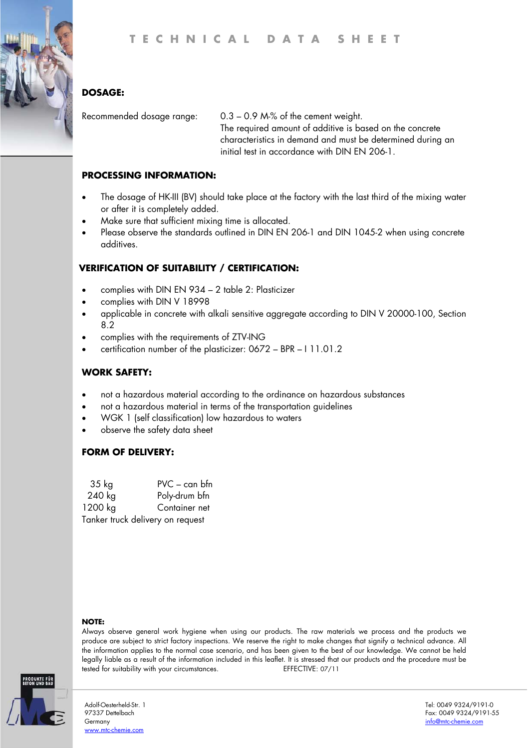# TECHNICAL DATA SHEET

## DOSAGE:

| | |
|---|---|
| Recommended dosage range: | 0.3 – 0.9 M-% of the cement weight. The required amount of additive is based on the concrete characteristics in demand and must be determined during an initial test in accordance with DIN EN 206-1. |

## PROCESSING INFORMATION:

- The dosage of HK-III (BV) should take place at the factory with the last third of the mixing water or after it is completely added.
- Make sure that sufficient mixing time is allocated.
- Please observe the standards outlined in DIN EN 206-1 and DIN 1045-2 when using concrete additives.

## VERIFICATION OF SUITABILITY / CERTIFICATION:

- complies with DIN EN 934 – 2 table 2: Plasticizer
- complies with DIN V 18998
- applicable in concrete with alkali sensitive aggregate according to DIN V 20000-100, Section 8.2
- complies with the requirements of ZTV-ING
- certification number of the plasticizer: 0672 – BPR – I 11.01.2

## WORK SAFETY:

- not a hazardous material according to the ordinance on hazardous substances
- not a hazardous material in terms of the transportation guidelines
- WGK 1 (self classification) low hazardous to waters
- observe the safety data sheet

## FORM OF DELIVERY:

| | |
|---|---|
| 35 kg | PVC – can bfn |
| 240 kg | Poly-drum bfn |
| 1200 kg | Container net |

Tanker truck delivery on request

**NOTE:**
Always observe general work hygiene when using our products. The raw materials we process and the products we produce are subject to strict factory inspections. We reserve the right to make changes that signify a technical advance. All the information applies to the normal case scenario, and has been given to the best of our knowledge. We cannot be held legally liable as a result of the information included in this leaflet. It is stressed that our products and the procedure must be tested for suitability with your circumstances. EFFECTIVE: 07/11

PRODUKTE FÜR BETON UND BAU

Adolf-Oesterheld-Str. 1
97337 Dettelbach
Germany
www.mtc-chemie.com

Tel: 0049 9324/9191-0
Fax: 0049 9324/9191-55
info@mtc-chemie.com